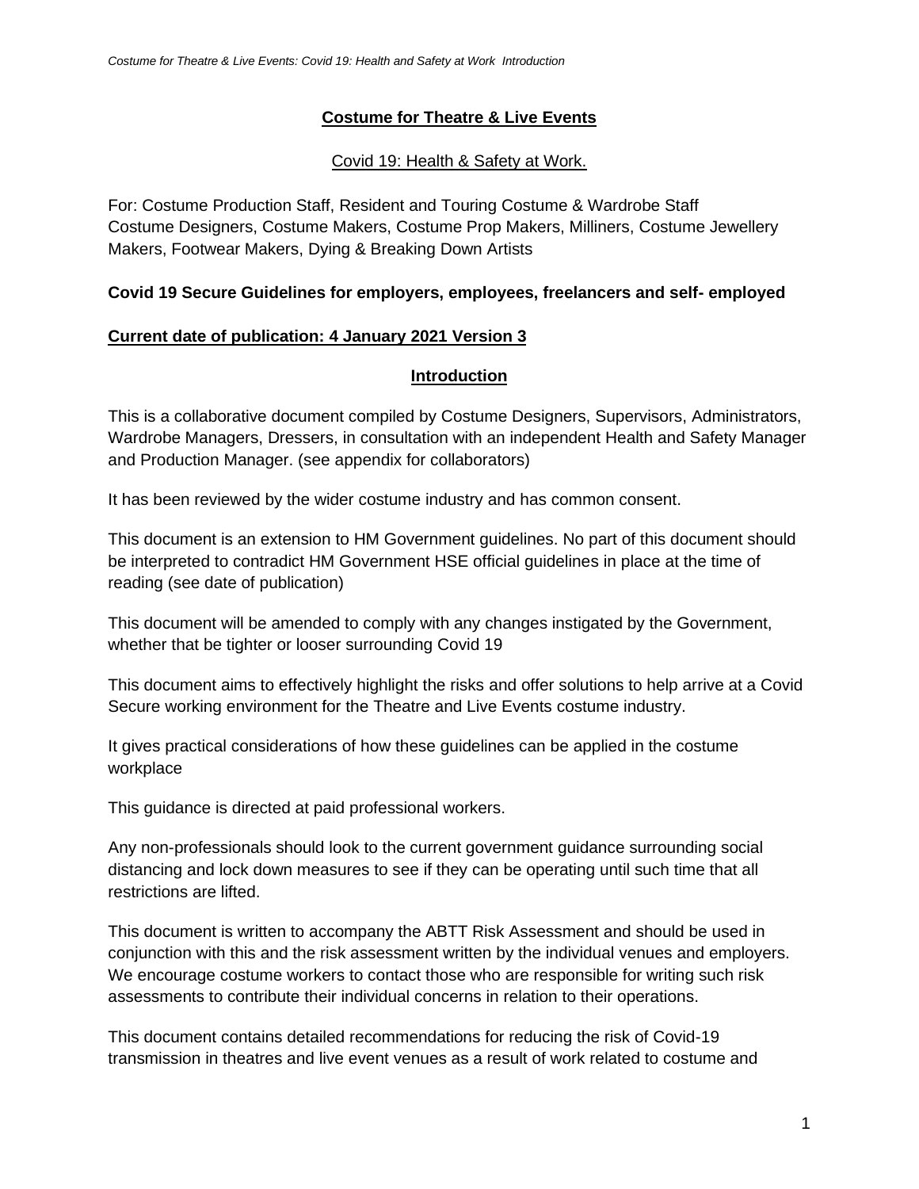# Costume for Theatre & Live Events

## Covid 19: Health & Safety at Work.

For: Costume Production Staff, Resident and Touring Costume & Wardrobe Staff
Costume Designers, Costume Makers, Costume Prop Makers, Milliners, Costume Jewellery Makers, Footwear Makers, Dying & Breaking Down Artists

**Covid 19 Secure Guidelines for employers, employees, freelancers and self- employed**

**Current date of publication: 4 January 2021 Version 3**

## Introduction

This is a collaborative document compiled by Costume Designers, Supervisors, Administrators, Wardrobe Managers, Dressers, in consultation with an independent Health and Safety Manager and Production Manager. (see appendix for collaborators)

It has been reviewed by the wider costume industry and has common consent.

This document is an extension to HM Government guidelines. No part of this document should be interpreted to contradict HM Government HSE official guidelines in place at the time of reading (see date of publication)

This document will be amended to comply with any changes instigated by the Government, whether that be tighter or looser surrounding Covid 19

This document aims to effectively highlight the risks and offer solutions to help arrive at a Covid Secure working environment for the Theatre and Live Events costume industry.

It gives practical considerations of how these guidelines can be applied in the costume workplace

This guidance is directed at paid professional workers.

Any non-professionals should look to the current government guidance surrounding social distancing and lock down measures to see if they can be operating until such time that all restrictions are lifted.

This document is written to accompany the ABTT Risk Assessment and should be used in conjunction with this and the risk assessment written by the individual venues and employers. We encourage costume workers to contact those who are responsible for writing such risk assessments to contribute their individual concerns in relation to their operations.

This document contains detailed recommendations for reducing the risk of Covid-19 transmission in theatres and live event venues as a result of work related to costume and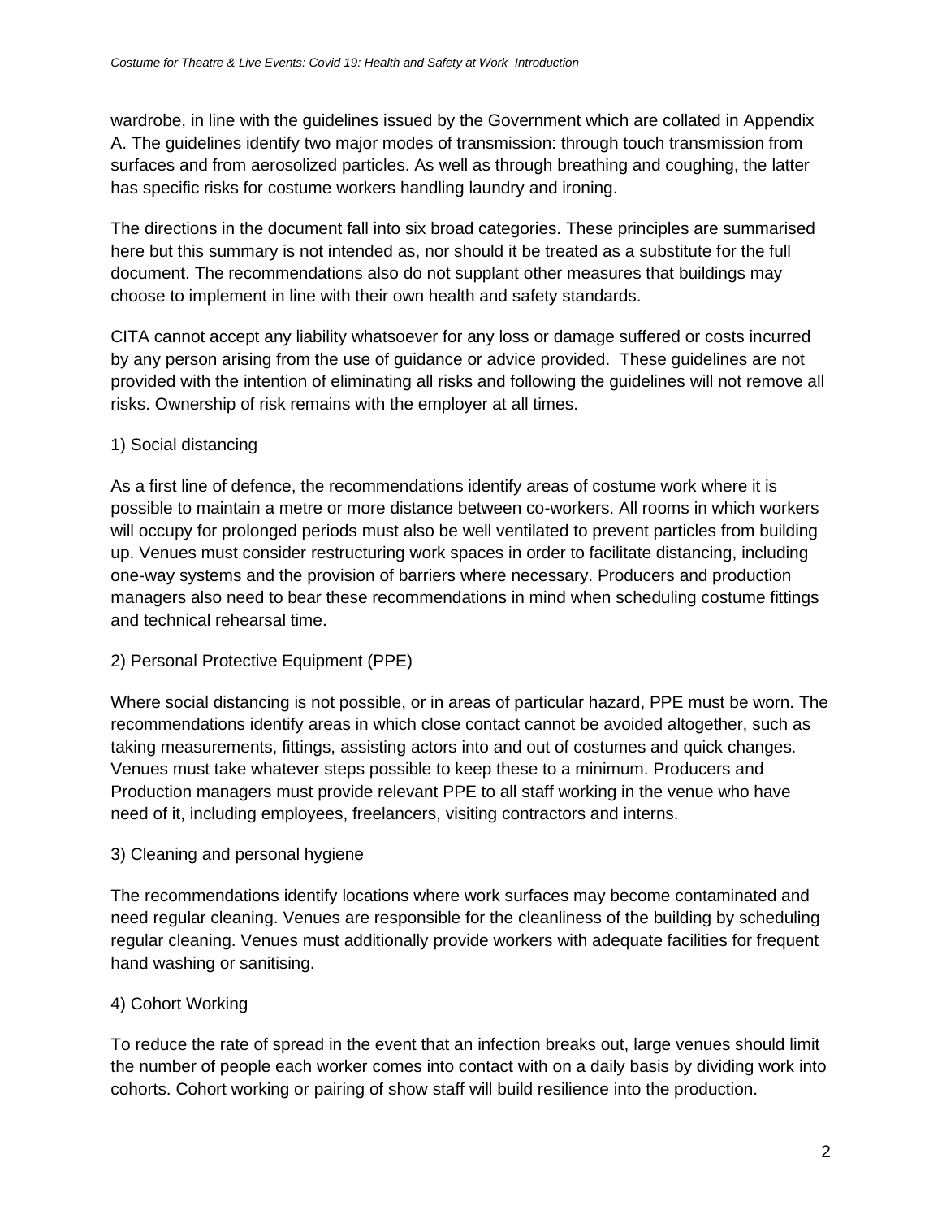wardrobe, in line with the guidelines issued by the Government which are collated in Appendix A. The guidelines identify two major modes of transmission: through touch transmission from surfaces and from aerosolized particles. As well as through breathing and coughing, the latter has specific risks for costume workers handling laundry and ironing.

The directions in the document fall into six broad categories. These principles are summarised here but this summary is not intended as, nor should it be treated as a substitute for the full document. The recommendations also do not supplant other measures that buildings may choose to implement in line with their own health and safety standards.

CITA cannot accept any liability whatsoever for any loss or damage suffered or costs incurred by any person arising from the use of guidance or advice provided. These guidelines are not provided with the intention of eliminating all risks and following the guidelines will not remove all risks. Ownership of risk remains with the employer at all times.

1) Social distancing

As a first line of defence, the recommendations identify areas of costume work where it is possible to maintain a metre or more distance between co-workers. All rooms in which workers will occupy for prolonged periods must also be well ventilated to prevent particles from building up. Venues must consider restructuring work spaces in order to facilitate distancing, including one-way systems and the provision of barriers where necessary. Producers and production managers also need to bear these recommendations in mind when scheduling costume fittings and technical rehearsal time.

2) Personal Protective Equipment (PPE)

Where social distancing is not possible, or in areas of particular hazard, PPE must be worn. The recommendations identify areas in which close contact cannot be avoided altogether, such as taking measurements, fittings, assisting actors into and out of costumes and quick changes. Venues must take whatever steps possible to keep these to a minimum. Producers and Production managers must provide relevant PPE to all staff working in the venue who have need of it, including employees, freelancers, visiting contractors and interns.

3) Cleaning and personal hygiene

The recommendations identify locations where work surfaces may become contaminated and need regular cleaning. Venues are responsible for the cleanliness of the building by scheduling regular cleaning. Venues must additionally provide workers with adequate facilities for frequent hand washing or sanitising.

4) Cohort Working

To reduce the rate of spread in the event that an infection breaks out, large venues should limit the number of people each worker comes into contact with on a daily basis by dividing work into cohorts. Cohort working or pairing of show staff will build resilience into the production.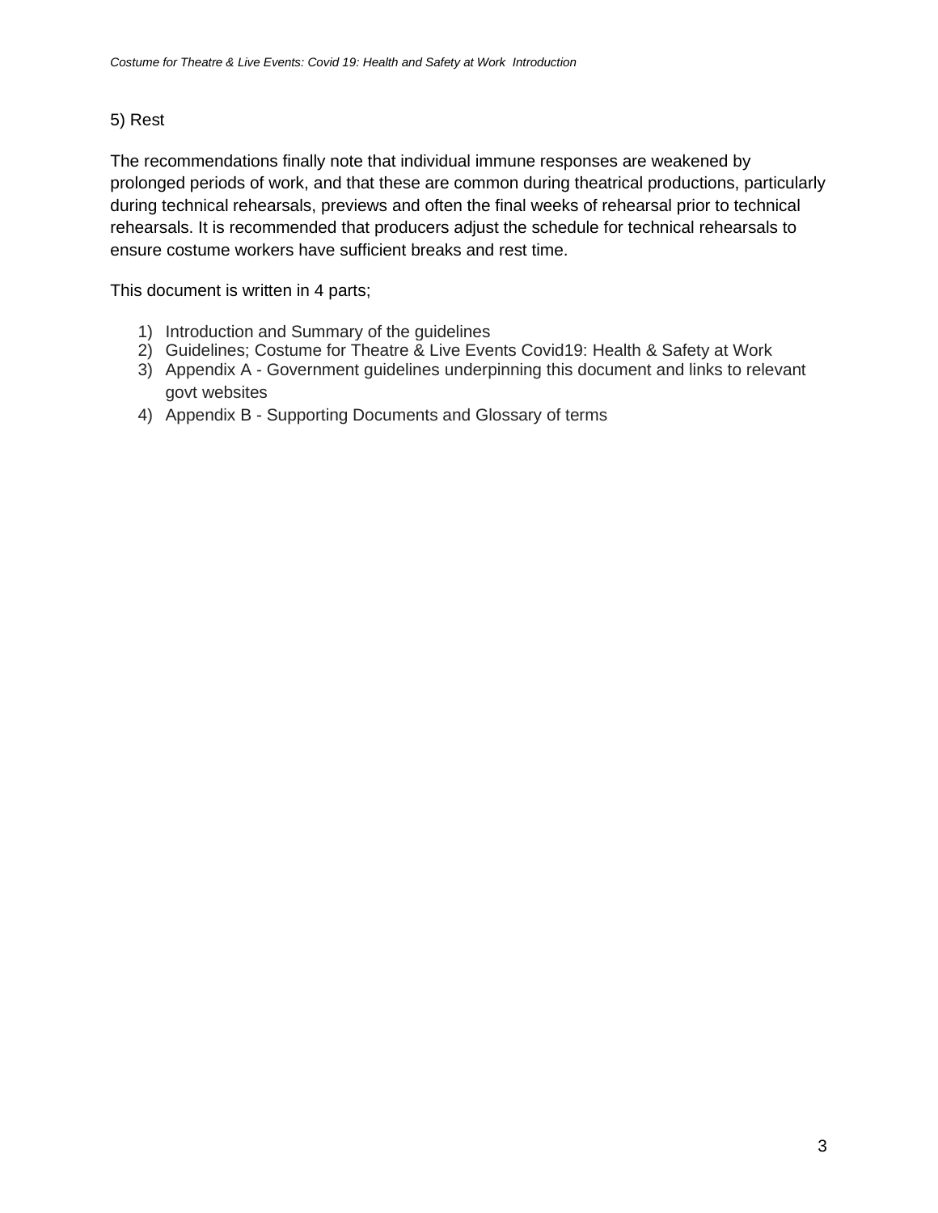5) Rest

The recommendations finally note that individual immune responses are weakened by prolonged periods of work, and that these are common during theatrical productions, particularly during technical rehearsals, previews and often the final weeks of rehearsal prior to technical rehearsals. It is recommended that producers adjust the schedule for technical rehearsals to ensure costume workers have sufficient breaks and rest time.

This document is written in 4 parts;

1) Introduction and Summary of the guidelines
2) Guidelines; Costume for Theatre & Live Events Covid19: Health & Safety at Work
3) Appendix A - Government guidelines underpinning this document and links to relevant govt websites
4) Appendix B - Supporting Documents and Glossary of terms